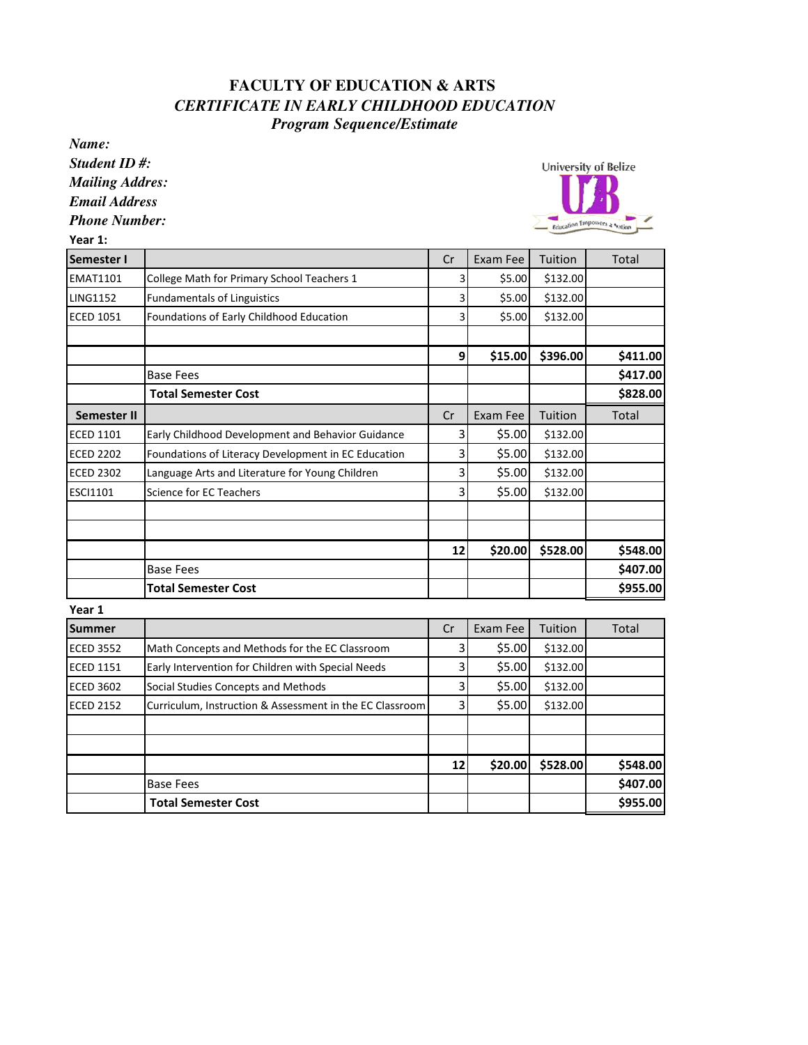# FACULTY OF EDUCATION & ARTS

## *CERTIFICATE IN EARLY CHILDHOOD EDUCATION*

### *Program Sequence/Estimate*

***Name:***

***Student ID #:***

***Mailing Addres:***

***Email Address***

***Phone Number:***

University of Belize

UB

Education Empowers a Nation

**Year 1:**

| **Semester I** | | Cr | Exam Fee | Tuition | Total |
|---|---|---|---|---|---|
| EMAT1101 | College Math for Primary School Teachers 1 | 3 | $5.00 | $132.00 | |
| LING1152 | Fundamentals of Linguistics | 3 | $5.00 | $132.00 | |
| ECED 1051 | Foundations of Early Childhood Education | 3 | $5.00 | $132.00 | |
| | | | | | |
| | | **9** | **$15.00** | **$396.00** | **$411.00** |
| | Base Fees | | | | **$417.00** |
| | **Total Semester Cost** | | | | **$828.00** |
| **Semester II** | | Cr | Exam Fee | Tuition | Total |
| ECED 1101 | Early Childhood Development and Behavior Guidance | 3 | $5.00 | $132.00 | |
| ECED 2202 | Foundations of Literacy Development in EC Education | 3 | $5.00 | $132.00 | |
| ECED 2302 | Language Arts and Literature for Young Children | 3 | $5.00 | $132.00 | |
| ESCI1101 | Science for EC Teachers | 3 | $5.00 | $132.00 | |
| | | | | | |
| | | | | | |
| | | **12** | **$20.00** | **$528.00** | **$548.00** |
| | Base Fees | | | | **$407.00** |
| | **Total Semester Cost** | | | | **$955.00** |

**Year 1**

| **Summer** | | Cr | Exam Fee | Tuition | Total |
|---|---|---|---|---|---|
| ECED 3552 | Math Concepts and Methods for the EC Classroom | 3 | $5.00 | $132.00 | |
| ECED 1151 | Early Intervention for Children with Special Needs | 3 | $5.00 | $132.00 | |
| ECED 3602 | Social Studies Concepts and Methods | 3 | $5.00 | $132.00 | |
| ECED 2152 | Curriculum, Instruction & Assessment in the EC Classroom | 3 | $5.00 | $132.00 | |
| | | | | | |
| | | | | | |
| | | **12** | **$20.00** | **$528.00** | **$548.00** |
| | Base Fees | | | | **$407.00** |
| | **Total Semester Cost** | | | | **$955.00** |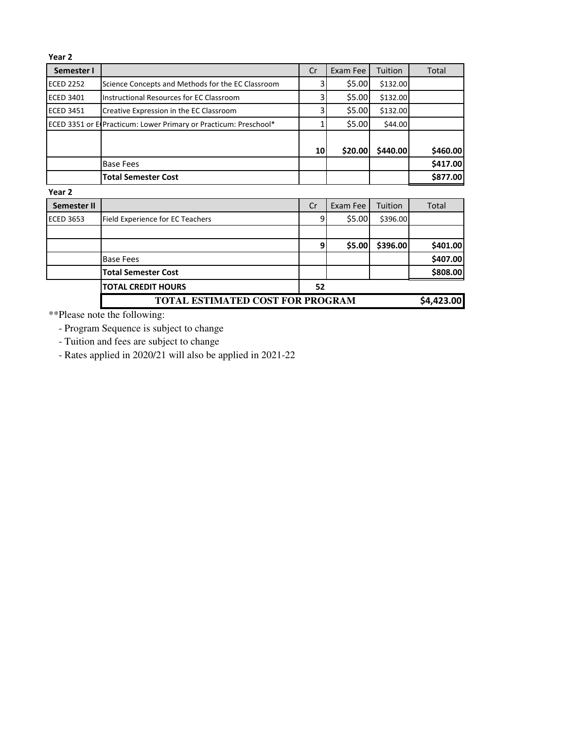**Year 2**

| Semester I | | Cr | Exam Fee | Tuition | Total |
| --- | --- | --- | --- | --- | --- |
| ECED 2252 | Science Concepts and Methods for the EC Classroom | 3 | $5.00 | $132.00 | |
| ECED 3401 | Instructional Resources for EC Classroom | 3 | $5.00 | $132.00 | |
| ECED 3451 | Creative Expression in the EC Classroom | 3 | $5.00 | $132.00 | |
| ECED 3351 or E | Practicum: Lower Primary or Practicum: Preschool* | 1 | $5.00 | $44.00 | |
| | | **10** | **$20.00** | **$440.00** | **$460.00** |
| | Base Fees | | | | **$417.00** |
| | **Total Semester Cost** | | | | **$877.00** |

**Year 2**

| Semester II | | Cr | Exam Fee | Tuition | Total |
| --- | --- | --- | --- | --- | --- |
| ECED 3653 | Field Experience for EC Teachers | 9 | $5.00 | $396.00 | |
| | | | | | |
| | | **9** | **$5.00** | **$396.00** | **$401.00** |
| | Base Fees | | | | **$407.00** |
| | **Total Semester Cost** | | | | **$808.00** |
| | **TOTAL CREDIT HOURS** | **52** | | | |
| | **TOTAL ESTIMATED COST FOR PROGRAM** | | | | **$4,423.00** |

**Please note the following:

- Program Sequence is subject to change
- Tuition and fees are subject to change
- Rates applied in 2020/21 will also be applied in 2021-22